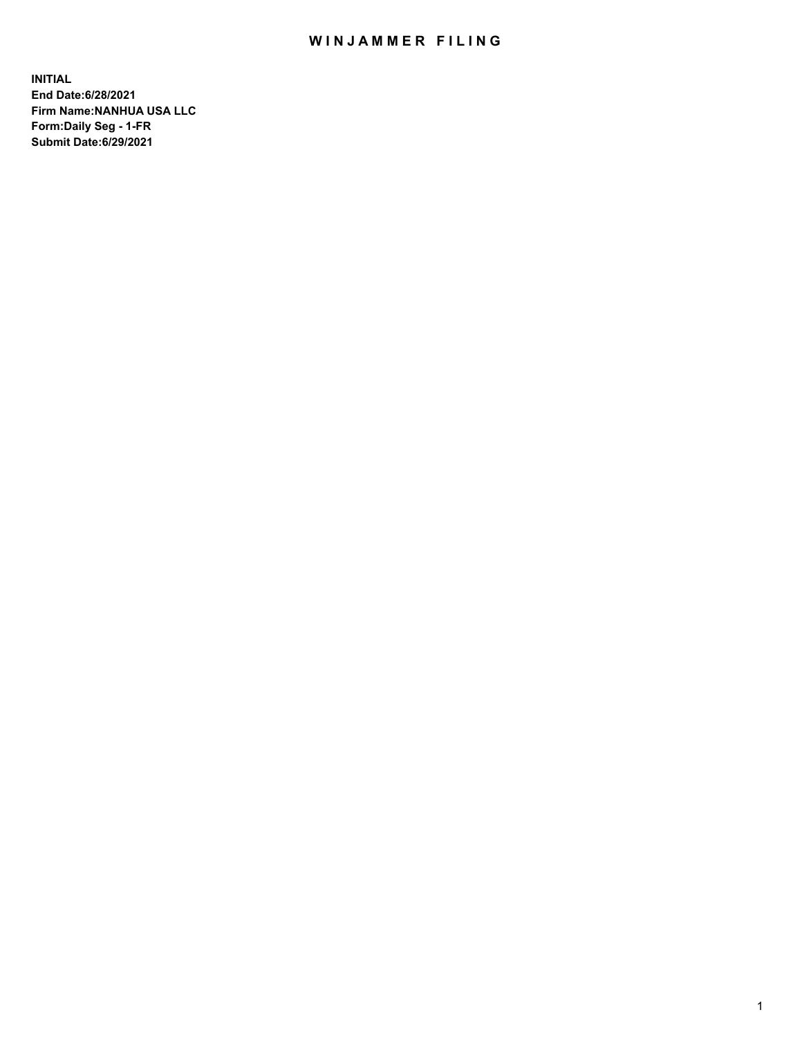# WINJAMMER FILING

**INITIAL**
**End Date:6/28/2021**
**Firm Name:NANHUA USA LLC**
**Form:Daily Seg - 1-FR**
**Submit Date:6/29/2021**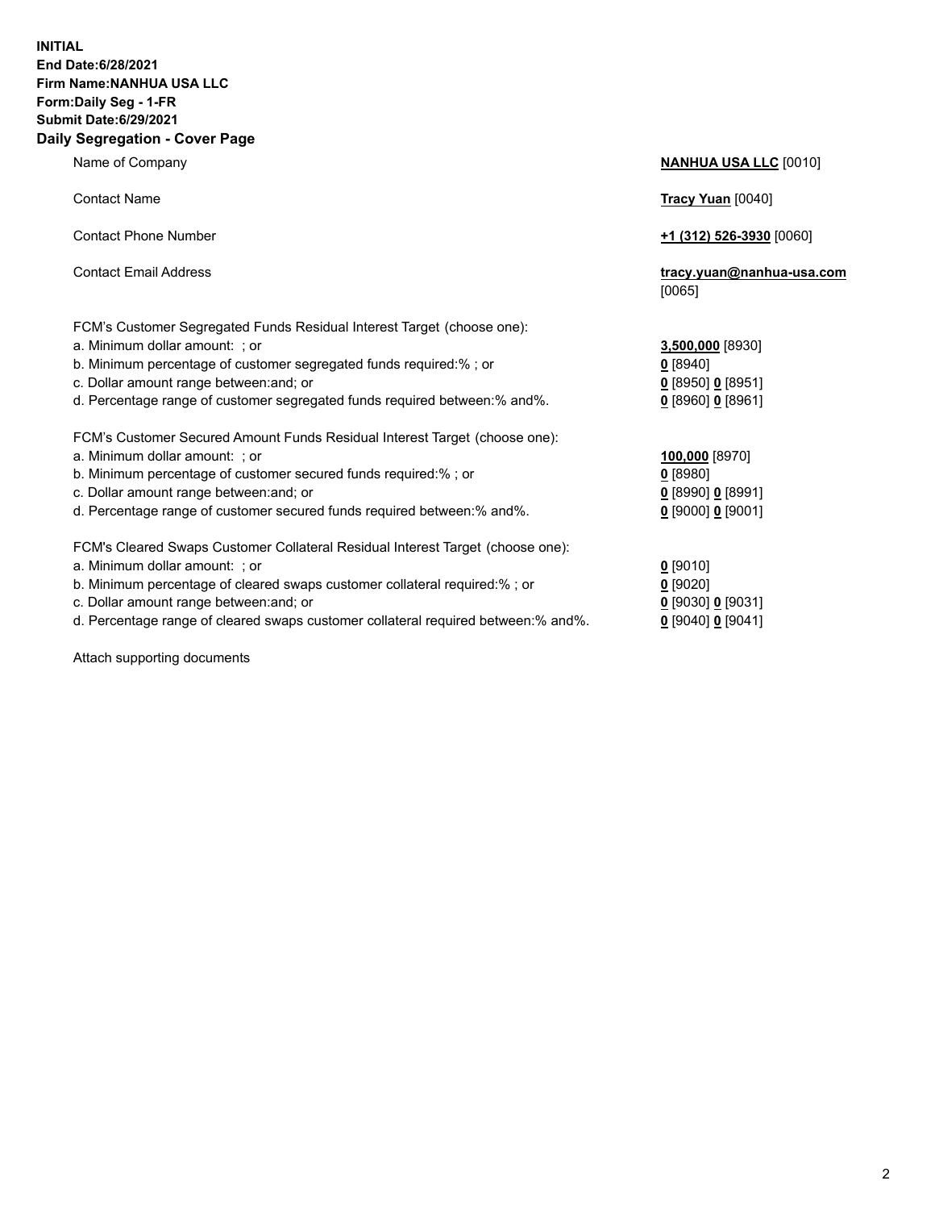**INITIAL**
**End Date:6/28/2021**
**Firm Name:NANHUA USA LLC**
**Form:Daily Seg - 1-FR**
**Submit Date:6/29/2021**
**Daily Segregation - Cover Page**

| | |
|---|---|
| Name of Company | **NANHUA USA LLC** [0010] |
| Contact Name | **Tracy Yuan** [0040] |
| Contact Phone Number | **+1 (312) 526-3930** [0060] |
| Contact Email Address | **tracy.yuan@nanhua-usa.com** [0065] |
| FCM's Customer Segregated Funds Residual Interest Target (choose one): | |
| a. Minimum dollar amount: ; or | **3,500,000** [8930] |
| b. Minimum percentage of customer segregated funds required:% ; or | **0** [8940] |
| c. Dollar amount range between:and; or | **0** [8950] **0** [8951] |
| d. Percentage range of customer segregated funds required between:% and%. | **0** [8960] **0** [8961] |
| FCM's Customer Secured Amount Funds Residual Interest Target (choose one): | |
| a. Minimum dollar amount: ; or | **100,000** [8970] |
| b. Minimum percentage of customer secured funds required:% ; or | **0** [8980] |
| c. Dollar amount range between:and; or | **0** [8990] **0** [8991] |
| d. Percentage range of customer secured funds required between:% and%. | **0** [9000] **0** [9001] |
| FCM's Cleared Swaps Customer Collateral Residual Interest Target (choose one): | |
| a. Minimum dollar amount: ; or | **0** [9010] |
| b. Minimum percentage of cleared swaps customer collateral required:% ; or | **0** [9020] |
| c. Dollar amount range between:and; or | **0** [9030] **0** [9031] |
| d. Percentage range of cleared swaps customer collateral required between:% and%. | **0** [9040] **0** [9041] |

Attach supporting documents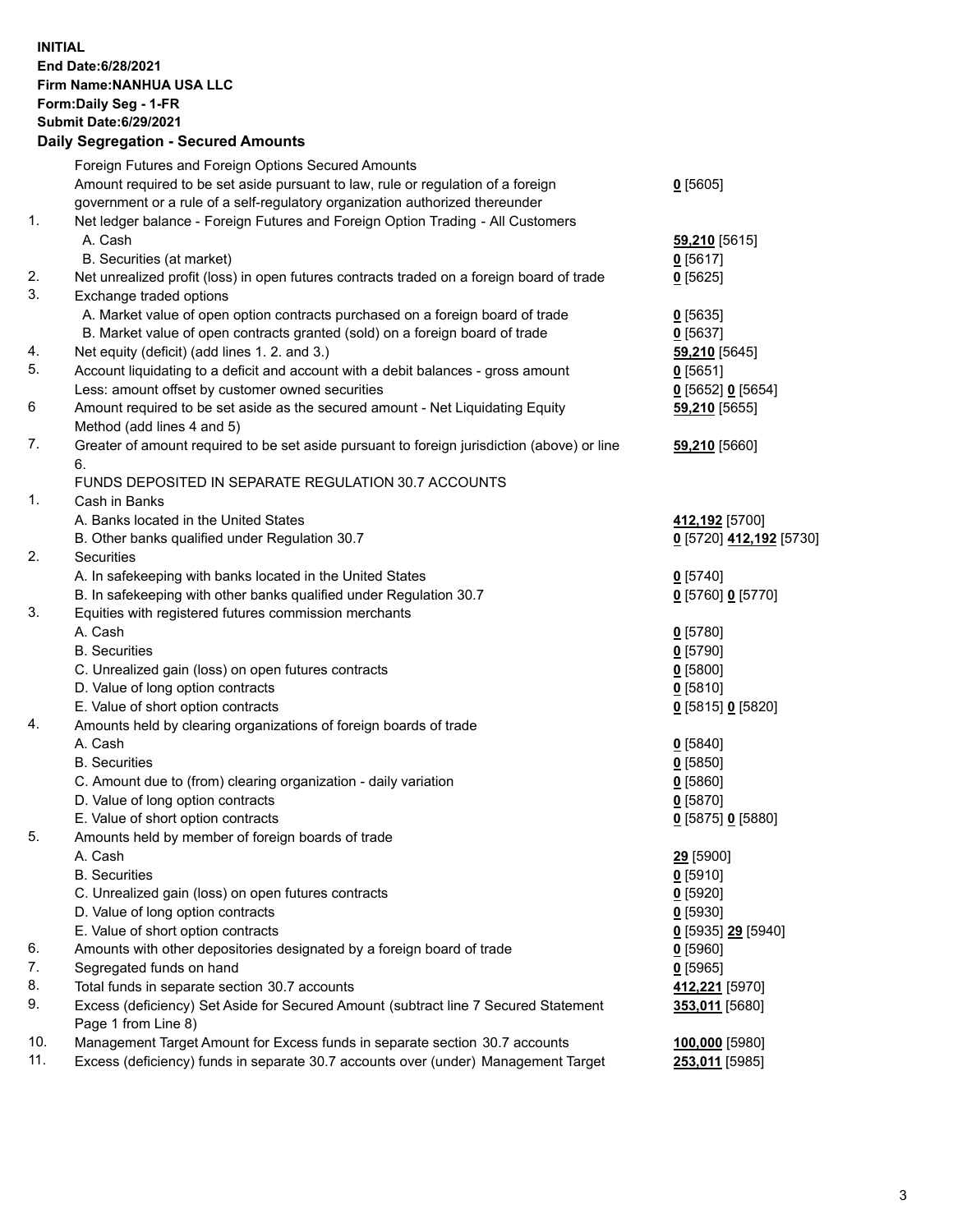**INITIAL**
**End Date:6/28/2021**
**Firm Name:NANHUA USA LLC**
**Form:Daily Seg - 1-FR**
**Submit Date:6/29/2021**

**Daily Segregation - Secured Amounts**

| | | |
|---|---|---|
| | Foreign Futures and Foreign Options Secured Amounts | |
| | Amount required to be set aside pursuant to law, rule or regulation of a foreign government or a rule of a self-regulatory organization authorized thereunder | **0** [5605] |
| 1. | Net ledger balance - Foreign Futures and Foreign Option Trading - All Customers | |
| | A. Cash | **59,210** [5615] |
| | B. Securities (at market) | **0** [5617] |
| 2. | Net unrealized profit (loss) in open futures contracts traded on a foreign board of trade | **0** [5625] |
| 3. | Exchange traded options | |
| | A. Market value of open option contracts purchased on a foreign board of trade | **0** [5635] |
| | B. Market value of open contracts granted (sold) on a foreign board of trade | **0** [5637] |
| 4. | Net equity (deficit) (add lines 1. 2. and 3.) | **59,210** [5645] |
| 5. | Account liquidating to a deficit and account with a debit balances - gross amount | **0** [5651] |
| | Less: amount offset by customer owned securities | **0** [5652] **0** [5654] |
| 6 | Amount required to be set aside as the secured amount - Net Liquidating Equity Method (add lines 4 and 5) | **59,210** [5655] |
| 7. | Greater of amount required to be set aside pursuant to foreign jurisdiction (above) or line 6. | **59,210** [5660] |
| | FUNDS DEPOSITED IN SEPARATE REGULATION 30.7 ACCOUNTS | |
| 1. | Cash in Banks | |
| | A. Banks located in the United States | **412,192** [5700] |
| | B. Other banks qualified under Regulation 30.7 | **0** [5720] **412,192** [5730] |
| 2. | Securities | |
| | A. In safekeeping with banks located in the United States | **0** [5740] |
| | B. In safekeeping with other banks qualified under Regulation 30.7 | **0** [5760] **0** [5770] |
| 3. | Equities with registered futures commission merchants | |
| | A. Cash | **0** [5780] |
| | B. Securities | **0** [5790] |
| | C. Unrealized gain (loss) on open futures contracts | **0** [5800] |
| | D. Value of long option contracts | **0** [5810] |
| | E. Value of short option contracts | **0** [5815] **0** [5820] |
| 4. | Amounts held by clearing organizations of foreign boards of trade | |
| | A. Cash | **0** [5840] |
| | B. Securities | **0** [5850] |
| | C. Amount due to (from) clearing organization - daily variation | **0** [5860] |
| | D. Value of long option contracts | **0** [5870] |
| | E. Value of short option contracts | **0** [5875] **0** [5880] |
| 5. | Amounts held by member of foreign boards of trade | |
| | A. Cash | **29** [5900] |
| | B. Securities | **0** [5910] |
| | C. Unrealized gain (loss) on open futures contracts | **0** [5920] |
| | D. Value of long option contracts | **0** [5930] |
| | E. Value of short option contracts | **0** [5935] **29** [5940] |
| 6. | Amounts with other depositories designated by a foreign board of trade | **0** [5960] |
| 7. | Segregated funds on hand | **0** [5965] |
| 8. | Total funds in separate section 30.7 accounts | **412,221** [5970] |
| 9. | Excess (deficiency) Set Aside for Secured Amount (subtract line 7 Secured Statement Page 1 from Line 8) | **353,011** [5680] |
| 10. | Management Target Amount for Excess funds in separate section 30.7 accounts | **100,000** [5980] |
| 11. | Excess (deficiency) funds in separate 30.7 accounts over (under) Management Target | **253,011** [5985] |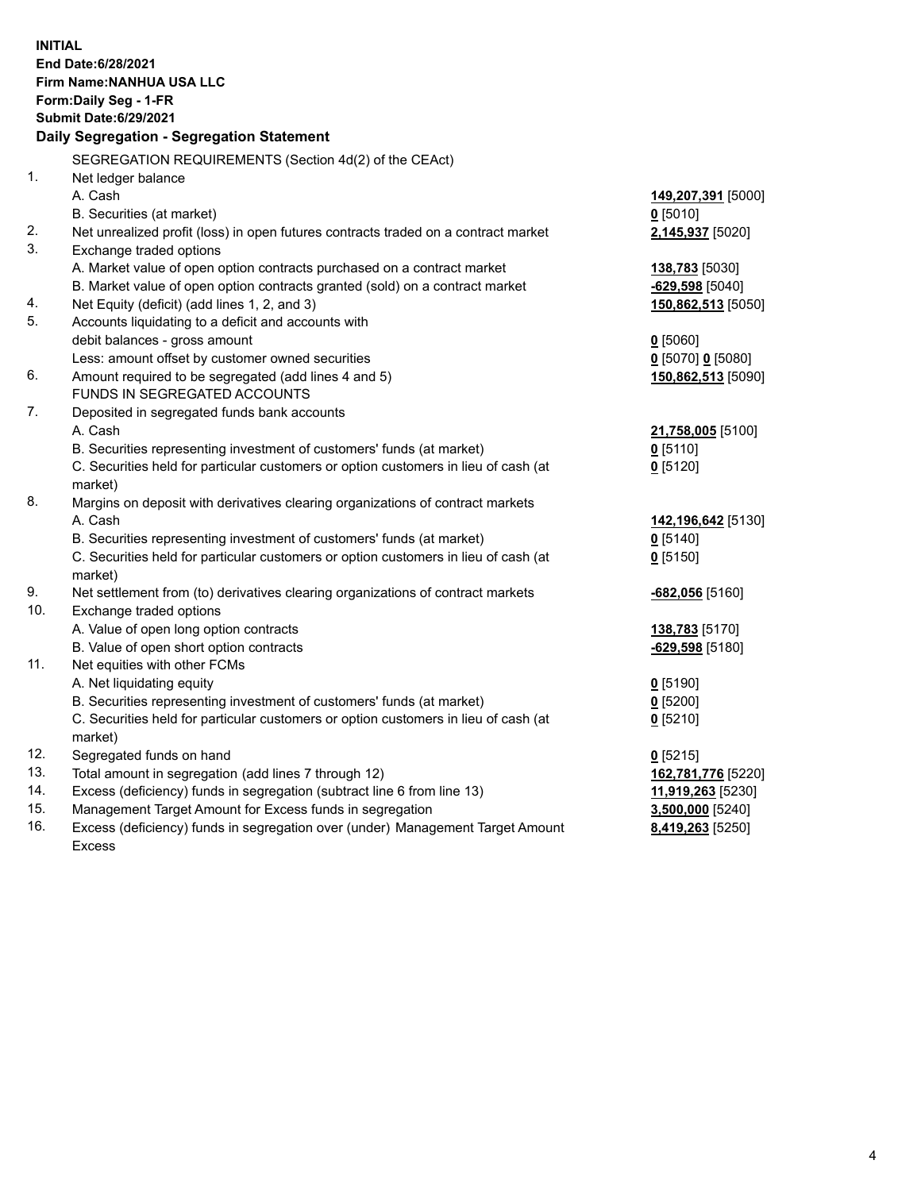**INITIAL**
**End Date:6/28/2021**
**Firm Name:NANHUA USA LLC**
**Form:Daily Seg - 1-FR**
**Submit Date:6/29/2021**

**Daily Segregation - Segregation Statement**

SEGREGATION REQUIREMENTS (Section 4d(2) of the CEAct)

| | | |
|---|---|---|
| 1. | Net ledger balance | |
| | A. Cash | **149,207,391** [5000] |
| | B. Securities (at market) | **0** [5010] |
| 2. | Net unrealized profit (loss) in open futures contracts traded on a contract market | **2,145,937** [5020] |
| 3. | Exchange traded options | |
| | A. Market value of open option contracts purchased on a contract market | **138,783** [5030] |
| | B. Market value of open option contracts granted (sold) on a contract market | **-629,598** [5040] |
| 4. | Net Equity (deficit) (add lines 1, 2, and 3) | **150,862,513** [5050] |
| 5. | Accounts liquidating to a deficit and accounts with debit balances - gross amount | **0** [5060] |
| | Less: amount offset by customer owned securities | **0** [5070] **0** [5080] |
| 6. | Amount required to be segregated (add lines 4 and 5) | **150,862,513** [5090] |
| | FUNDS IN SEGREGATED ACCOUNTS | |
| 7. | Deposited in segregated funds bank accounts | |
| | A. Cash | **21,758,005** [5100] |
| | B. Securities representing investment of customers' funds (at market) | **0** [5110] |
| | C. Securities held for particular customers or option customers in lieu of cash (at market) | **0** [5120] |
| 8. | Margins on deposit with derivatives clearing organizations of contract markets | |
| | A. Cash | **142,196,642** [5130] |
| | B. Securities representing investment of customers' funds (at market) | **0** [5140] |
| | C. Securities held for particular customers or option customers in lieu of cash (at market) | **0** [5150] |
| 9. | Net settlement from (to) derivatives clearing organizations of contract markets | **-682,056** [5160] |
| 10. | Exchange traded options | |
| | A. Value of open long option contracts | **138,783** [5170] |
| | B. Value of open short option contracts | **-629,598** [5180] |
| 11. | Net equities with other FCMs | |
| | A. Net liquidating equity | **0** [5190] |
| | B. Securities representing investment of customers' funds (at market) | **0** [5200] |
| | C. Securities held for particular customers or option customers in lieu of cash (at market) | **0** [5210] |
| 12. | Segregated funds on hand | **0** [5215] |
| 13. | Total amount in segregation (add lines 7 through 12) | **162,781,776** [5220] |
| 14. | Excess (deficiency) funds in segregation (subtract line 6 from line 13) | **11,919,263** [5230] |
| 15. | Management Target Amount for Excess funds in segregation | **3,500,000** [5240] |
| 16. | Excess (deficiency) funds in segregation over (under) Management Target Amount Excess | **8,419,263** [5250] |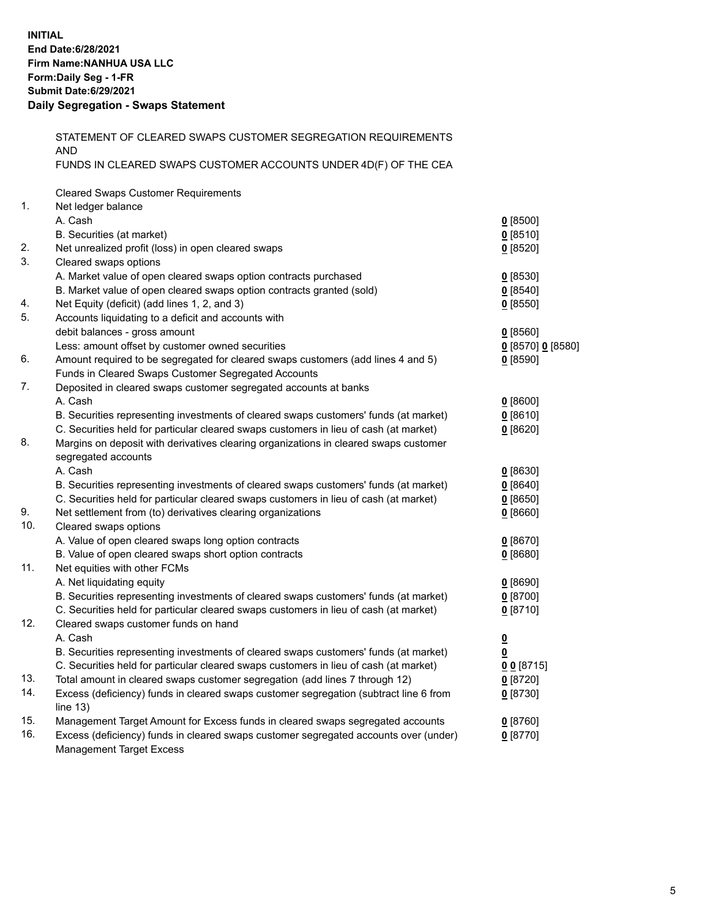**INITIAL**
**End Date:6/28/2021**
**Firm Name:NANHUA USA LLC**
**Form:Daily Seg - 1-FR**
**Submit Date:6/29/2021**
**Daily Segregation - Swaps Statement**

STATEMENT OF CLEARED SWAPS CUSTOMER SEGREGATION REQUIREMENTS AND FUNDS IN CLEARED SWAPS CUSTOMER ACCOUNTS UNDER 4D(F) OF THE CEA

| | | |
|---|---|---|
| | Cleared Swaps Customer Requirements | |
| 1. | Net ledger balance | |
| | A. Cash | 0 [8500] |
| | B. Securities (at market) | 0 [8510] |
| 2. | Net unrealized profit (loss) in open cleared swaps | 0 [8520] |
| 3. | Cleared swaps options | |
| | A. Market value of open cleared swaps option contracts purchased | 0 [8530] |
| | B. Market value of open cleared swaps option contracts granted (sold) | 0 [8540] |
| 4. | Net Equity (deficit) (add lines 1, 2, and 3) | 0 [8550] |
| 5. | Accounts liquidating to a deficit and accounts with debit balances - gross amount | 0 [8560] |
| | Less: amount offset by customer owned securities | 0 [8570] 0 [8580] |
| 6. | Amount required to be segregated for cleared swaps customers (add lines 4 and 5) | 0 [8590] |
| | Funds in Cleared Swaps Customer Segregated Accounts | |
| 7. | Deposited in cleared swaps customer segregated accounts at banks | |
| | A. Cash | 0 [8600] |
| | B. Securities representing investments of cleared swaps customers' funds (at market) | 0 [8610] |
| | C. Securities held for particular cleared swaps customers in lieu of cash (at market) | 0 [8620] |
| 8. | Margins on deposit with derivatives clearing organizations in cleared swaps customer segregated accounts | |
| | A. Cash | 0 [8630] |
| | B. Securities representing investments of cleared swaps customers' funds (at market) | 0 [8640] |
| | C. Securities held for particular cleared swaps customers in lieu of cash (at market) | 0 [8650] |
| 9. | Net settlement from (to) derivatives clearing organizations | 0 [8660] |
| 10. | Cleared swaps options | |
| | A. Value of open cleared swaps long option contracts | 0 [8670] |
| | B. Value of open cleared swaps short option contracts | 0 [8680] |
| 11. | Net equities with other FCMs | |
| | A. Net liquidating equity | 0 [8690] |
| | B. Securities representing investments of cleared swaps customers' funds (at market) | 0 [8700] |
| | C. Securities held for particular cleared swaps customers in lieu of cash (at market) | 0 [8710] |
| 12. | Cleared swaps customer funds on hand | |
| | A. Cash | 0 |
| | B. Securities representing investments of cleared swaps customers' funds (at market) | 0 |
| | C. Securities held for particular cleared swaps customers in lieu of cash (at market) | 0 0 [8715] |
| 13. | Total amount in cleared swaps customer segregation (add lines 7 through 12) | 0 [8720] |
| 14. | Excess (deficiency) funds in cleared swaps customer segregation (subtract line 6 from line 13) | 0 [8730] |
| 15. | Management Target Amount for Excess funds in cleared swaps segregated accounts | 0 [8760] |
| 16. | Excess (deficiency) funds in cleared swaps customer segregated accounts over (under) Management Target Excess | 0 [8770] |